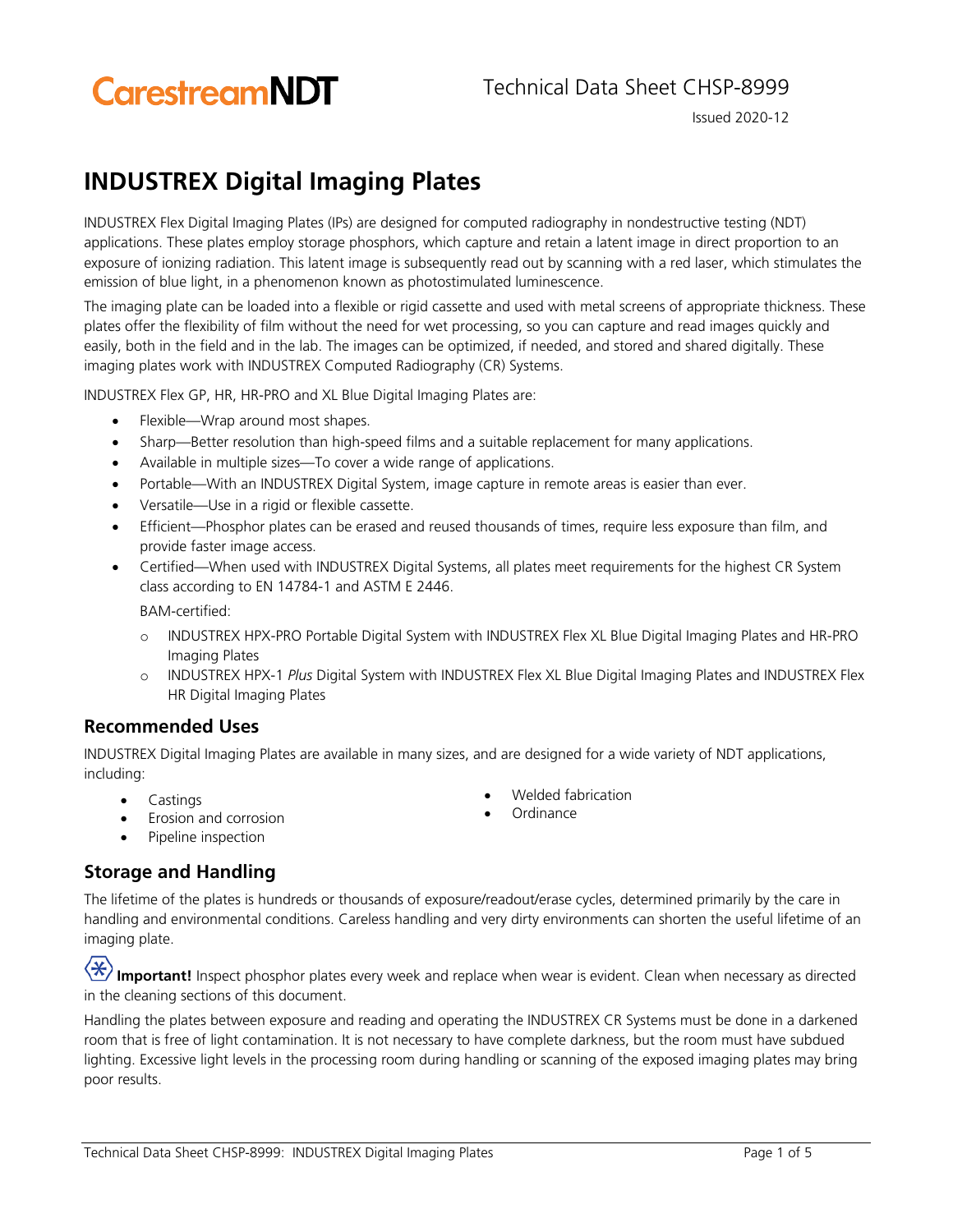CarestreamNDT

Technical Data Sheet CHSP-8999

Issued 2020-12

# INDUSTREX Digital Imaging Plates

INDUSTREX Flex Digital Imaging Plates (IPs) are designed for computed radiography in nondestructive testing (NDT) applications. These plates employ storage phosphors, which capture and retain a latent image in direct proportion to an exposure of ionizing radiation. This latent image is subsequently read out by scanning with a red laser, which stimulates the emission of blue light, in a phenomenon known as photostimulated luminescence.

The imaging plate can be loaded into a flexible or rigid cassette and used with metal screens of appropriate thickness. These plates offer the flexibility of film without the need for wet processing, so you can capture and read images quickly and easily, both in the field and in the lab. The images can be optimized, if needed, and stored and shared digitally. These imaging plates work with INDUSTREX Computed Radiography (CR) Systems.

INDUSTREX Flex GP, HR, HR-PRO and XL Blue Digital Imaging Plates are:

- Flexible—Wrap around most shapes.
- Sharp—Better resolution than high-speed films and a suitable replacement for many applications.
- Available in multiple sizes—To cover a wide range of applications.
- Portable—With an INDUSTREX Digital System, image capture in remote areas is easier than ever.
- Versatile—Use in a rigid or flexible cassette.
- Efficient—Phosphor plates can be erased and reused thousands of times, require less exposure than film, and provide faster image access.
- Certified—When used with INDUSTREX Digital Systems, all plates meet requirements for the highest CR System class according to EN 14784-1 and ASTM E 2446.

  BAM-certified:

  - INDUSTREX HPX-PRO Portable Digital System with INDUSTREX Flex XL Blue Digital Imaging Plates and HR-PRO Imaging Plates
  - INDUSTREX HPX-1 *Plus* Digital System with INDUSTREX Flex XL Blue Digital Imaging Plates and INDUSTREX Flex HR Digital Imaging Plates

## Recommended Uses

INDUSTREX Digital Imaging Plates are available in many sizes, and are designed for a wide variety of NDT applications, including:

- Castings
- Erosion and corrosion
- Pipeline inspection
- Welded fabrication
- Ordinance

## Storage and Handling

The lifetime of the plates is hundreds or thousands of exposure/readout/erase cycles, determined primarily by the care in handling and environmental conditions. Careless handling and very dirty environments can shorten the useful lifetime of an imaging plate.

**Important!** Inspect phosphor plates every week and replace when wear is evident. Clean when necessary as directed in the cleaning sections of this document.

Handling the plates between exposure and reading and operating the INDUSTREX CR Systems must be done in a darkened room that is free of light contamination. It is not necessary to have complete darkness, but the room must have subdued lighting. Excessive light levels in the processing room during handling or scanning of the exposed imaging plates may bring poor results.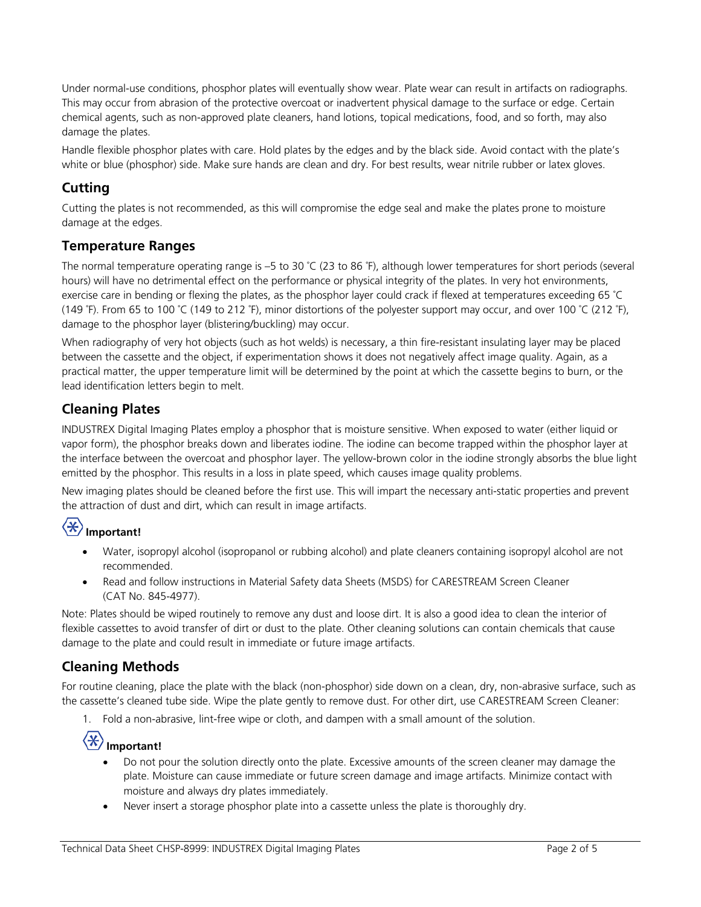Under normal-use conditions, phosphor plates will eventually show wear. Plate wear can result in artifacts on radiographs. This may occur from abrasion of the protective overcoat or inadvertent physical damage to the surface or edge. Certain chemical agents, such as non-approved plate cleaners, hand lotions, topical medications, food, and so forth, may also damage the plates.

Handle flexible phosphor plates with care. Hold plates by the edges and by the black side. Avoid contact with the plate's white or blue (phosphor) side. Make sure hands are clean and dry. For best results, wear nitrile rubber or latex gloves.

## Cutting

Cutting the plates is not recommended, as this will compromise the edge seal and make the plates prone to moisture damage at the edges.

## Temperature Ranges

The normal temperature operating range is –5 to 30 ˚C (23 to 86 ˚F), although lower temperatures for short periods (several hours) will have no detrimental effect on the performance or physical integrity of the plates. In very hot environments, exercise care in bending or flexing the plates, as the phosphor layer could crack if flexed at temperatures exceeding 65 ˚C (149 ˚F). From 65 to 100 ˚C (149 to 212 ˚F), minor distortions of the polyester support may occur, and over 100 ˚C (212 ˚F), damage to the phosphor layer (blistering/buckling) may occur.

When radiography of very hot objects (such as hot welds) is necessary, a thin fire-resistant insulating layer may be placed between the cassette and the object, if experimentation shows it does not negatively affect image quality. Again, as a practical matter, the upper temperature limit will be determined by the point at which the cassette begins to burn, or the lead identification letters begin to melt.

## Cleaning Plates

INDUSTREX Digital Imaging Plates employ a phosphor that is moisture sensitive. When exposed to water (either liquid or vapor form), the phosphor breaks down and liberates iodine. The iodine can become trapped within the phosphor layer at the interface between the overcoat and phosphor layer. The yellow-brown color in the iodine strongly absorbs the blue light emitted by the phosphor. This results in a loss in plate speed, which causes image quality problems.

New imaging plates should be cleaned before the first use. This will impart the necessary anti-static properties and prevent the attraction of dust and dirt, which can result in image artifacts.

**Important!**

- Water, isopropyl alcohol (isopropanol or rubbing alcohol) and plate cleaners containing isopropyl alcohol are not recommended.
- Read and follow instructions in Material Safety data Sheets (MSDS) for CARESTREAM Screen Cleaner (CAT No. 845-4977).

Note: Plates should be wiped routinely to remove any dust and loose dirt. It is also a good idea to clean the interior of flexible cassettes to avoid transfer of dirt or dust to the plate. Other cleaning solutions can contain chemicals that cause damage to the plate and could result in immediate or future image artifacts.

## Cleaning Methods

For routine cleaning, place the plate with the black (non-phosphor) side down on a clean, dry, non-abrasive surface, such as the cassette's cleaned tube side. Wipe the plate gently to remove dust. For other dirt, use CARESTREAM Screen Cleaner:

1. Fold a non-abrasive, lint-free wipe or cloth, and dampen with a small amount of the solution.

   **Important!**

   - Do not pour the solution directly onto the plate. Excessive amounts of the screen cleaner may damage the plate. Moisture can cause immediate or future screen damage and image artifacts. Minimize contact with moisture and always dry plates immediately.
   - Never insert a storage phosphor plate into a cassette unless the plate is thoroughly dry.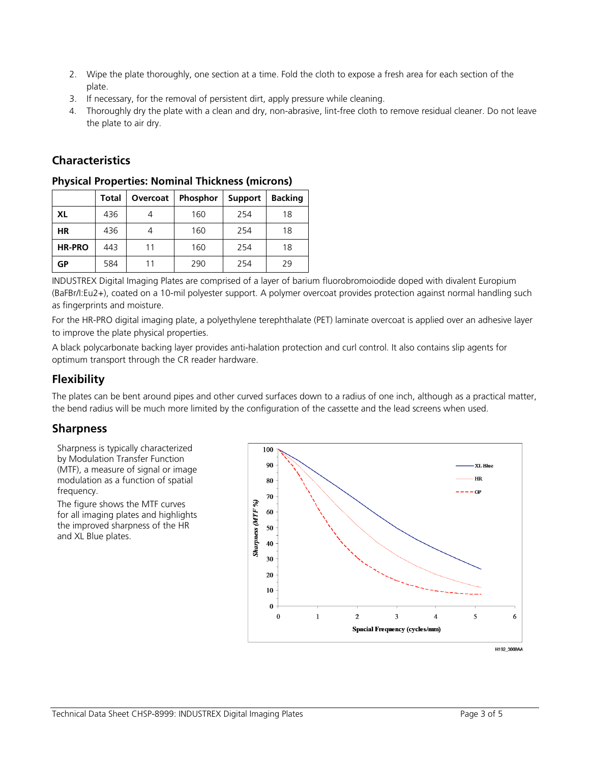2. Wipe the plate thoroughly, one section at a time. Fold the cloth to expose a fresh area for each section of the plate.
3. If necessary, for the removal of persistent dirt, apply pressure while cleaning.
4. Thoroughly dry the plate with a clean and dry, non-abrasive, lint-free cloth to remove residual cleaner. Do not leave the plate to air dry.

## Characteristics

### Physical Properties: Nominal Thickness (microns)

| | Total | Overcoat | Phosphor | Support | Backing |
|---|---|---|---|---|---|
| **XL** | 436 | 4 | 160 | 254 | 18 |
| **HR** | 436 | 4 | 160 | 254 | 18 |
| **HR-PRO** | 443 | 11 | 160 | 254 | 18 |
| **GP** | 584 | 11 | 290 | 254 | 29 |

INDUSTREX Digital Imaging Plates are comprised of a layer of barium fluorobromoiodide doped with divalent Europium ($BaFBr/I:Eu^{2+}$), coated on a 10-mil polyester support. A polymer overcoat provides protection against normal handling such as fingerprints and moisture.

For the HR-PRO digital imaging plate, a polyethylene terephthalate (PET) laminate overcoat is applied over an adhesive layer to improve the plate physical properties.

A black polycarbonate backing layer provides anti-halation protection and curl control. It also contains slip agents for optimum transport through the CR reader hardware.

## Flexibility

The plates can be bent around pipes and other curved surfaces down to a radius of one inch, although as a practical matter, the bend radius will be much more limited by the configuration of the cassette and the lead screens when used.

## Sharpness

Sharpness is typically characterized by Modulation Transfer Function (MTF), a measure of signal or image modulation as a function of spatial frequency.

The figure shows the MTF curves for all imaging plates and highlights the improved sharpness of the HR and XL Blue plates.

H192_3008AA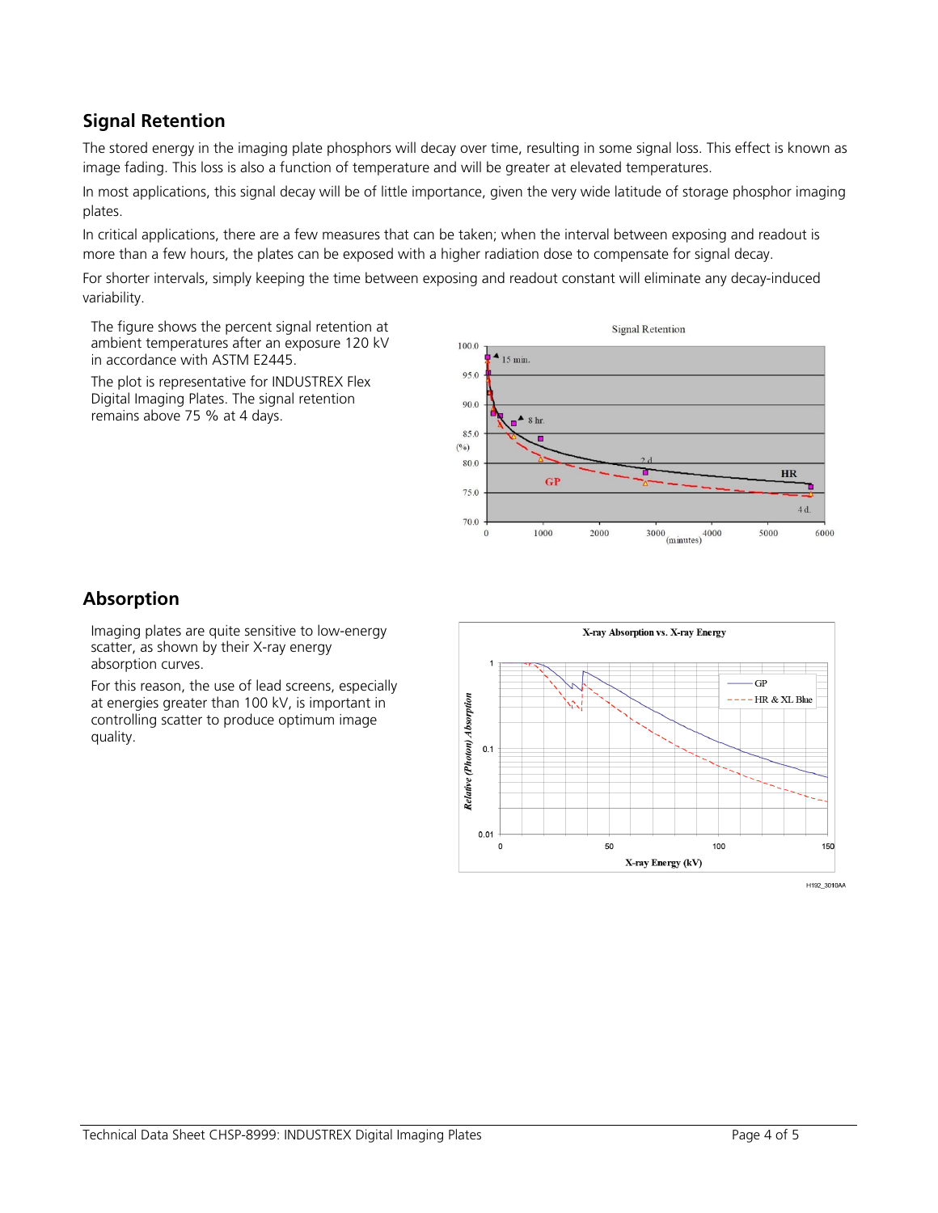## Signal Retention

The stored energy in the imaging plate phosphors will decay over time, resulting in some signal loss. This effect is known as image fading. This loss is also a function of temperature and will be greater at elevated temperatures.

In most applications, this signal decay will be of little importance, given the very wide latitude of storage phosphor imaging plates.

In critical applications, there are a few measures that can be taken; when the interval between exposing and readout is more than a few hours, the plates can be exposed with a higher radiation dose to compensate for signal decay.

For shorter intervals, simply keeping the time between exposing and readout constant will eliminate any decay-induced variability.

The figure shows the percent signal retention at ambient temperatures after an exposure 120 kV in accordance with ASTM E2445.

The plot is representative for INDUSTREX Flex Digital Imaging Plates. The signal retention remains above 75 % at 4 days.

## Absorption

Imaging plates are quite sensitive to low-energy scatter, as shown by their X-ray energy absorption curves.

For this reason, the use of lead screens, especially at energies greater than 100 kV, is important in controlling scatter to produce optimum image quality.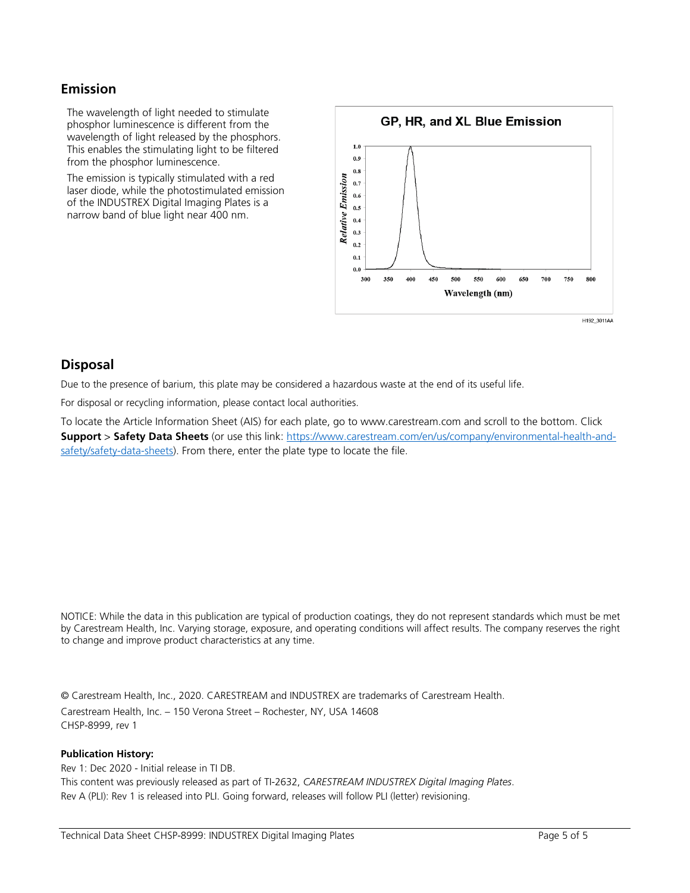## Emission

The wavelength of light needed to stimulate phosphor luminescence is different from the wavelength of light released by the phosphors. This enables the stimulating light to be filtered from the phosphor luminescence.

The emission is typically stimulated with a red laser diode, while the photostimulated emission of the INDUSTREX Digital Imaging Plates is a narrow band of blue light near 400 nm.

GP, HR, and XL Blue Emission

Relative Emission

1.0
0.9
0.8
0.7
0.6
0.5
0.4
0.3
0.2
0.1
0.0

300 350 400 450 500 550 600 650 700 750 800

Wavelength (nm)

H192_3011AA

## Disposal

Due to the presence of barium, this plate may be considered a hazardous waste at the end of its useful life.

For disposal or recycling information, please contact local authorities.

To locate the Article Information Sheet (AIS) for each plate, go to www.carestream.com and scroll to the bottom. Click **Support** > **Safety Data Sheets** (or use this link: https://www.carestream.com/en/us/company/environmental-health-and-safety/safety-data-sheets). From there, enter the plate type to locate the file.

NOTICE: While the data in this publication are typical of production coatings, they do not represent standards which must be met by Carestream Health, Inc. Varying storage, exposure, and operating conditions will affect results. The company reserves the right to change and improve product characteristics at any time.

© Carestream Health, Inc., 2020. CARESTREAM and INDUSTREX are trademarks of Carestream Health.

Carestream Health, Inc. – 150 Verona Street – Rochester, NY, USA 14608

CHSP-8999, rev 1

**Publication History:**

Rev 1: Dec 2020 - Initial release in TI DB.

This content was previously released as part of TI-2632, *CARESTREAM INDUSTREX Digital Imaging Plates*.

Rev A (PLI): Rev 1 is released into PLI. Going forward, releases will follow PLI (letter) revisioning.